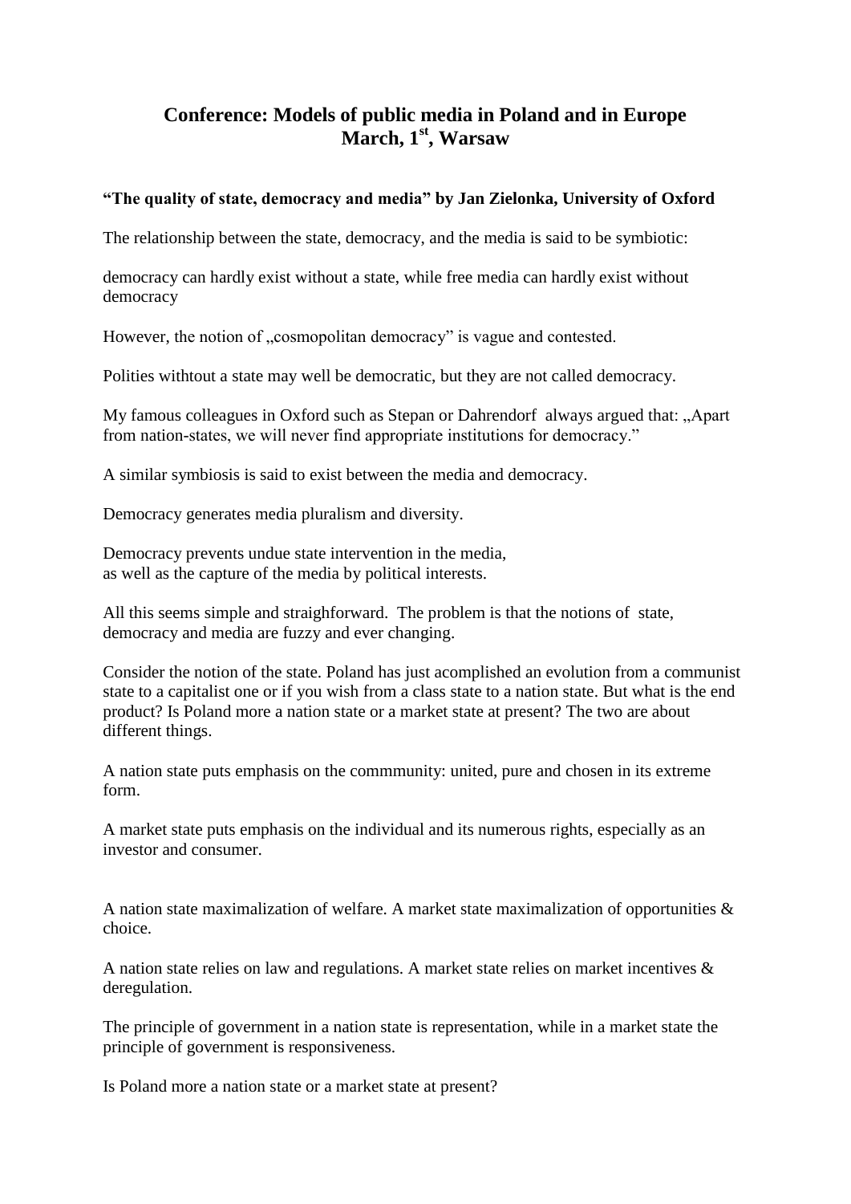# Conference: Models of public media in Poland and in Europe
## March, 1st, Warsaw

**"The quality of state, democracy and media" by Jan Zielonka, University of Oxford**

The relationship between the state, democracy, and the media is said to be symbiotic:

democracy can hardly exist without a state, while free media can hardly exist without democracy

However, the notion of „cosmopolitan democracy" is vague and contested.

Polities withtout a state may well be democratic, but they are not called democracy.

My famous colleagues in Oxford such as Stepan or Dahrendorf always argued that: „Apart from nation-states, we will never find appropriate institutions for democracy."

A similar symbiosis is said to exist between the media and democracy.

Democracy generates media pluralism and diversity.

Democracy prevents undue state intervention in the media,
as well as the capture of the media by political interests.

All this seems simple and straighforward. The problem is that the notions of state, democracy and media are fuzzy and ever changing.

Consider the notion of the state. Poland has just acomplished an evolution from a communist state to a capitalist one or if you wish from a class state to a nation state. But what is the end product? Is Poland more a nation state or a market state at present? The two are about different things.

A nation state puts emphasis on the commmunity: united, pure and chosen in its extreme form.

A market state puts emphasis on the individual and its numerous rights, especially as an investor and consumer.

A nation state maximalization of welfare. A market state maximalization of opportunities & choice.

A nation state relies on law and regulations. A market state relies on market incentives & deregulation.

The principle of government in a nation state is representation, while in a market state the principle of government is responsiveness.

Is Poland more a nation state or a market state at present?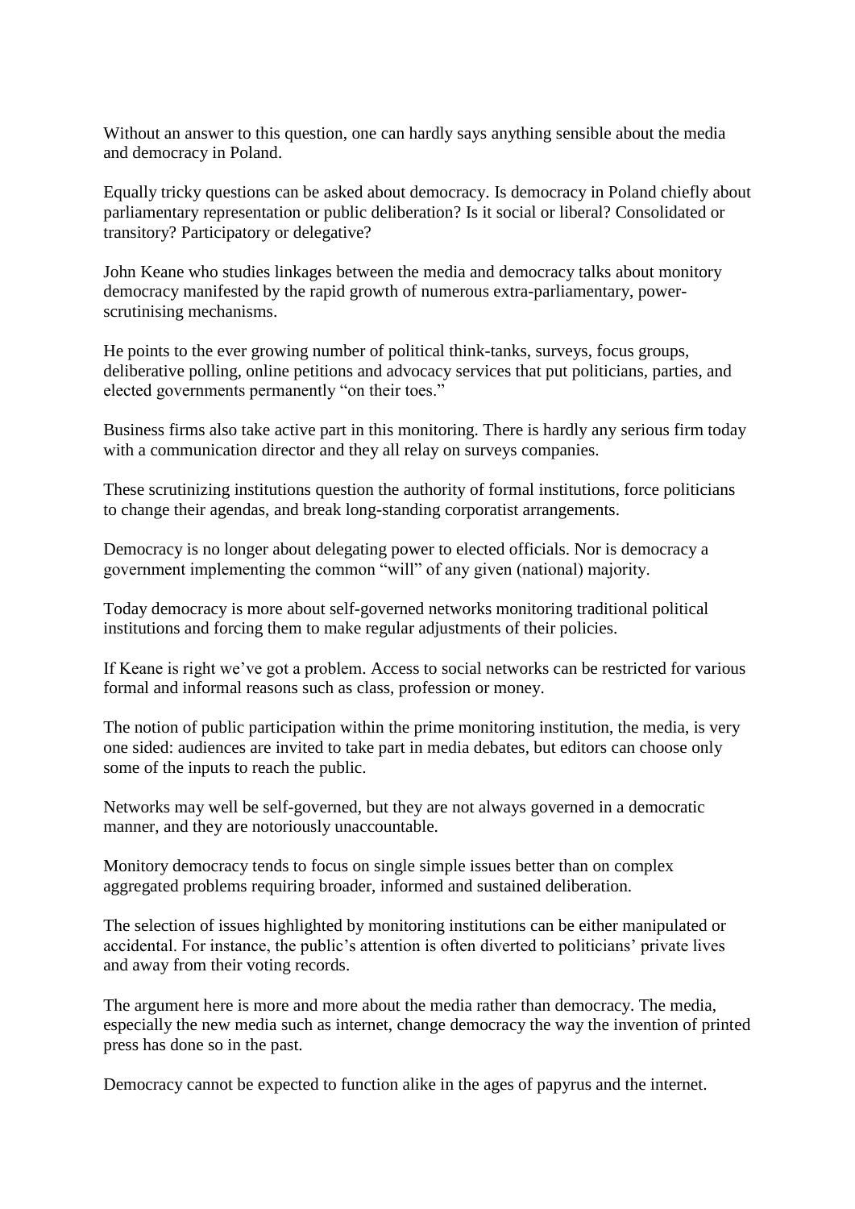Without an answer to this question, one can hardly says anything sensible about the media and democracy in Poland.

Equally tricky questions can be asked about democracy. Is democracy in Poland chiefly about parliamentary representation or public deliberation? Is it social or liberal? Consolidated or transitory? Participatory or delegative?

John Keane who studies linkages between the media and democracy talks about monitory democracy manifested by the rapid growth of numerous extra-parliamentary, power-scrutinising mechanisms.

He points to the ever growing number of political think-tanks, surveys, focus groups, deliberative polling, online petitions and advocacy services that put politicians, parties, and elected governments permanently "on their toes."

Business firms also take active part in this monitoring. There is hardly any serious firm today with a communication director and they all relay on surveys companies.

These scrutinizing institutions question the authority of formal institutions, force politicians to change their agendas, and break long-standing corporatist arrangements.

Democracy is no longer about delegating power to elected officials. Nor is democracy a government implementing the common "will" of any given (national) majority.

Today democracy is more about self-governed networks monitoring traditional political institutions and forcing them to make regular adjustments of their policies.

If Keane is right we've got a problem. Access to social networks can be restricted for various formal and informal reasons such as class, profession or money.

The notion of public participation within the prime monitoring institution, the media, is very one sided: audiences are invited to take part in media debates, but editors can choose only some of the inputs to reach the public.

Networks may well be self-governed, but they are not always governed in a democratic manner, and they are notoriously unaccountable.

Monitory democracy tends to focus on single simple issues better than on complex aggregated problems requiring broader, informed and sustained deliberation.

The selection of issues highlighted by monitoring institutions can be either manipulated or accidental. For instance, the public's attention is often diverted to politicians' private lives and away from their voting records.

The argument here is more and more about the media rather than democracy. The media, especially the new media such as internet, change democracy the way the invention of printed press has done so in the past.

Democracy cannot be expected to function alike in the ages of papyrus and the internet.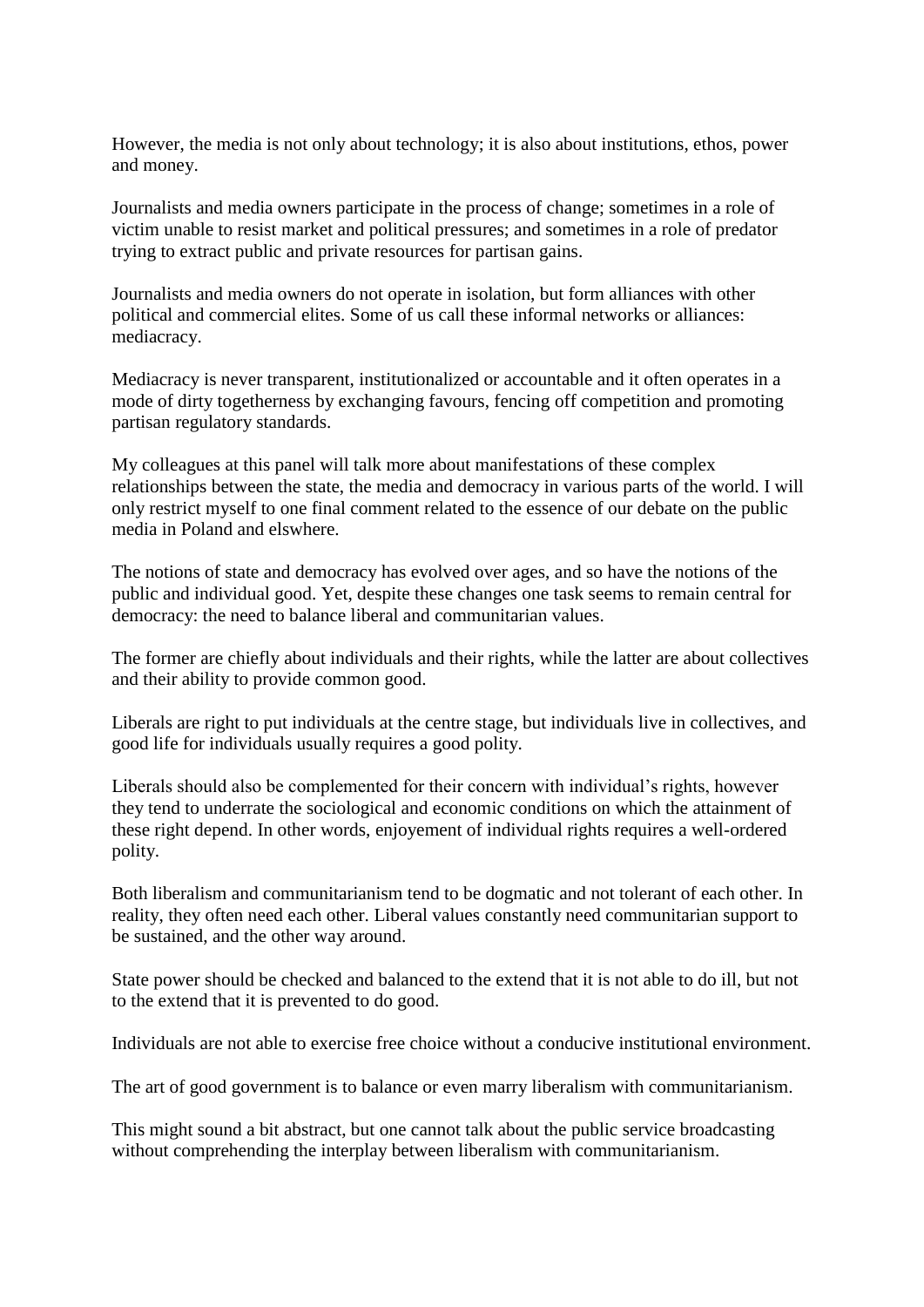However, the media is not only about technology; it is also about institutions, ethos, power and money.

Journalists and media owners participate in the process of change; sometimes in a role of victim unable to resist market and political pressures; and sometimes in a role of predator trying to extract public and private resources for partisan gains.

Journalists and media owners do not operate in isolation, but form alliances with other political and commercial elites. Some of us call these informal networks or alliances: mediacracy.

Mediacracy is never transparent, institutionalized or accountable and it often operates in a mode of dirty togetherness by exchanging favours, fencing off competition and promoting partisan regulatory standards.

My colleagues at this panel will talk more about manifestations of these complex relationships between the state, the media and democracy in various parts of the world. I will only restrict myself to one final comment related to the essence of our debate on the public media in Poland and elswhere.

The notions of state and democracy has evolved over ages, and so have the notions of the public and individual good. Yet, despite these changes one task seems to remain central for democracy: the need to balance liberal and communitarian values.

The former are chiefly about individuals and their rights, while the latter are about collectives and their ability to provide common good.

Liberals are right to put individuals at the centre stage, but individuals live in collectives, and good life for individuals usually requires a good polity.

Liberals should also be complemented for their concern with individual's rights, however they tend to underrate the sociological and economic conditions on which the attainment of these right depend. In other words, enjoyement of individual rights requires a well-ordered polity.

Both liberalism and communitarianism tend to be dogmatic and not tolerant of each other. In reality, they often need each other. Liberal values constantly need communitarian support to be sustained, and the other way around.

State power should be checked and balanced to the extend that it is not able to do ill, but not to the extend that it is prevented to do good.

Individuals are not able to exercise free choice without a conducive institutional environment.

The art of good government is to balance or even marry liberalism with communitarianism.

This might sound a bit abstract, but one cannot talk about the public service broadcasting without comprehending the interplay between liberalism with communitarianism.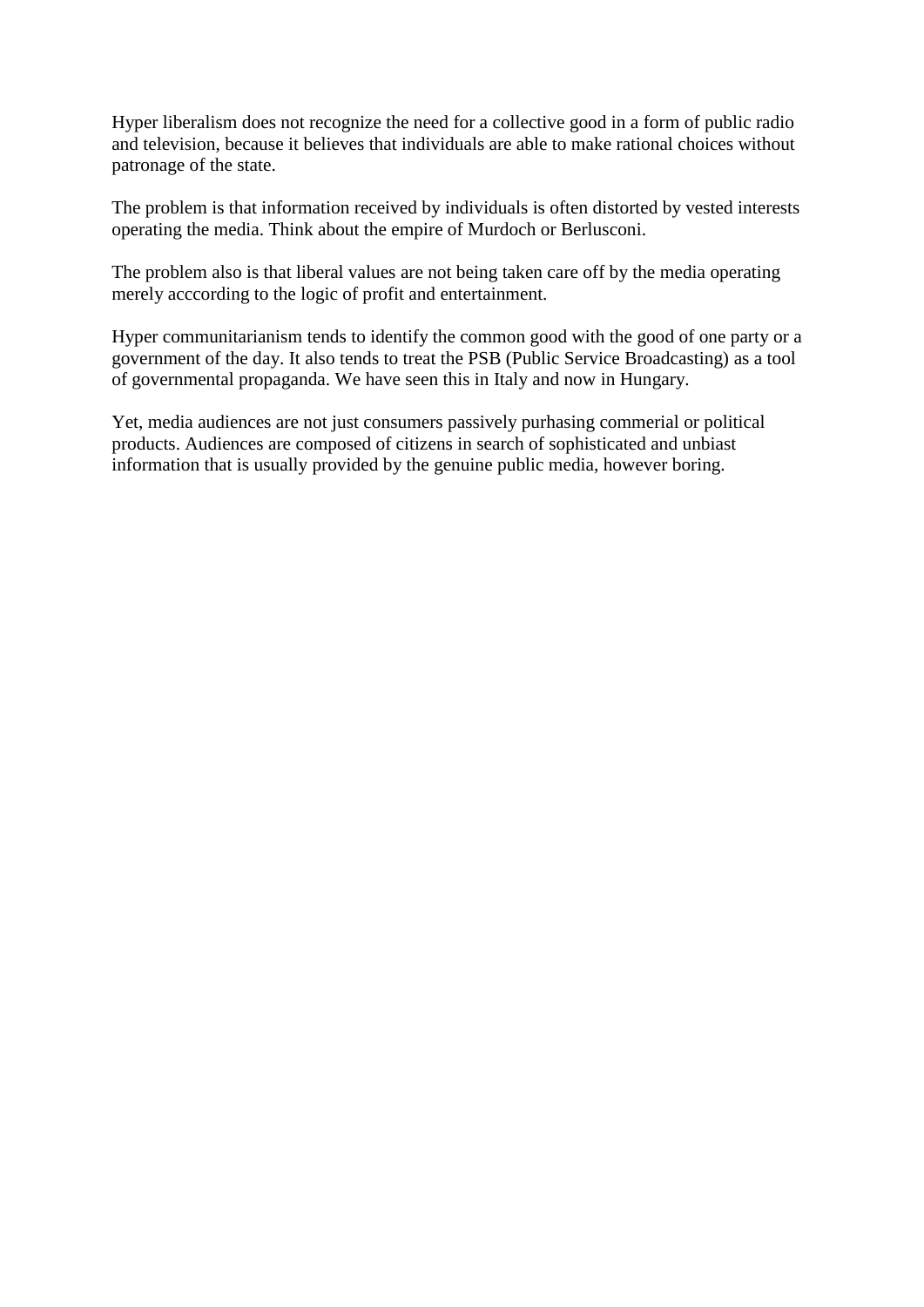Hyper liberalism does not recognize the need for a collective good in a form of public radio and television, because it believes that individuals are able to make rational choices without patronage of the state.

The problem is that information received by individuals is often distorted by vested interests operating the media. Think about the empire of Murdoch or Berlusconi.

The problem also is that liberal values are not being taken care off by the media operating merely acccording to the logic of profit and entertainment.

Hyper communitarianism tends to identify the common good with the good of one party or a government of the day. It also tends to treat the PSB (Public Service Broadcasting) as a tool of governmental propaganda. We have seen this in Italy and now in Hungary.

Yet, media audiences are not just consumers passively purhasing commerial or political products. Audiences are composed of citizens in search of sophisticated and unbiast information that is usually provided by the genuine public media, however boring.